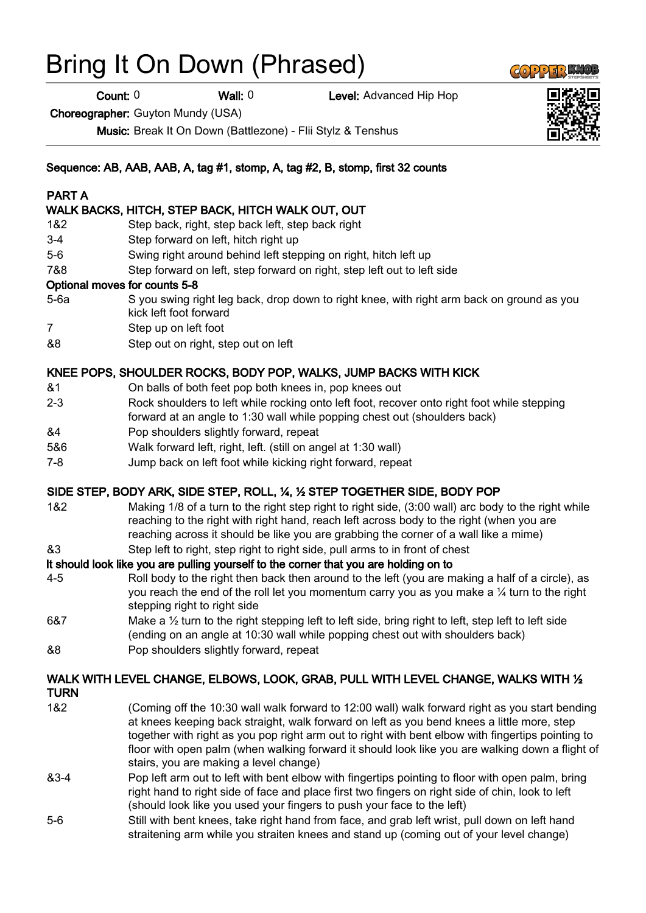# Bring It On Down (Phrased)

**Count:** 0 **Wall:** 0 **Level:** Advanced Hip Hop

**Choreographer:** Guyton Mundy (USA)

**Music:** Break It On Down (Battlezone) - Flii Stylz & Tenshus

**Sequence: AB, AAB, AAB, A, tag #1, stomp, A, tag #2, B, stomp, first 32 counts**

**PART A**

**WALK BACKS, HITCH, STEP BACK, HITCH WALK OUT, OUT**

| | |
|---|---|
| 1&2 | Step back, right, step back left, step back right |
| 3-4 | Step forward on left, hitch right up |
| 5-6 | Swing right around behind left stepping on right, hitch left up |
| 7&8 | Step forward on left, step forward on right, step left out to left side |

**Optional moves for counts 5-8**

| | |
|---|---|
| 5-6a | S you swing right leg back, drop down to right knee, with right arm back on ground as you kick left foot forward |
| 7 | Step up on left foot |
| &8 | Step out on right, step out on left |

**KNEE POPS, SHOULDER ROCKS, BODY POP, WALKS, JUMP BACKS WITH KICK**

| | |
|---|---|
| &1 | On balls of both feet pop both knees in, pop knees out |
| 2-3 | Rock shoulders to left while rocking onto left foot, recover onto right foot while stepping forward at an angle to 1:30 wall while popping chest out (shoulders back) |
| &4 | Pop shoulders slightly forward, repeat |
| 5&6 | Walk forward left, right, left. (still on angel at 1:30 wall) |
| 7-8 | Jump back on left foot while kicking right forward, repeat |

**SIDE STEP, BODY ARK, SIDE STEP, ROLL, ¼, ½ STEP TOGETHER SIDE, BODY POP**

| | |
|---|---|
| 1&2 | Making 1/8 of a turn to the right step right to right side, (3:00 wall) arc body to the right while reaching to the right with right hand, reach left across body to the right (when you are reaching across it should be like you are grabbing the corner of a wall like a mime) |
| &3 | Step left to right, step right to right side, pull arms to in front of chest |

**It should look like you are pulling yourself to the corner that you are holding on to**

| | |
|---|---|
| 4-5 | Roll body to the right then back then around to the left (you are making a half of a circle), as you reach the end of the roll let you momentum carry you as you make a ¼ turn to the right stepping right to right side |
| 6&7 | Make a ½ turn to the right stepping left to left side, bring right to left, step left to left side (ending on an angle at 10:30 wall while popping chest out with shoulders back) |
| &8 | Pop shoulders slightly forward, repeat |

**WALK WITH LEVEL CHANGE, ELBOWS, LOOK, GRAB, PULL WITH LEVEL CHANGE, WALKS WITH ½ TURN**

| | |
|---|---|
| 1&2 | (Coming off the 10:30 wall walk forward to 12:00 wall) walk forward right as you start bending at knees keeping back straight, walk forward on left as you bend knees a little more, step together with right as you pop right arm out to right with bent elbow with fingertips pointing to floor with open palm (when walking forward it should look like you are walking down a flight of stairs, you are making a level change) |
| &3-4 | Pop left arm out to left with bent elbow with fingertips pointing to floor with open palm, bring right hand to right side of face and place first two fingers on right side of chin, look to left (should look like you used your fingers to push your face to the left) |
| 5-6 | Still with bent knees, take right hand from face, and grab left wrist, pull down on left hand straitening arm while you straiten knees and stand up (coming out of your level change) |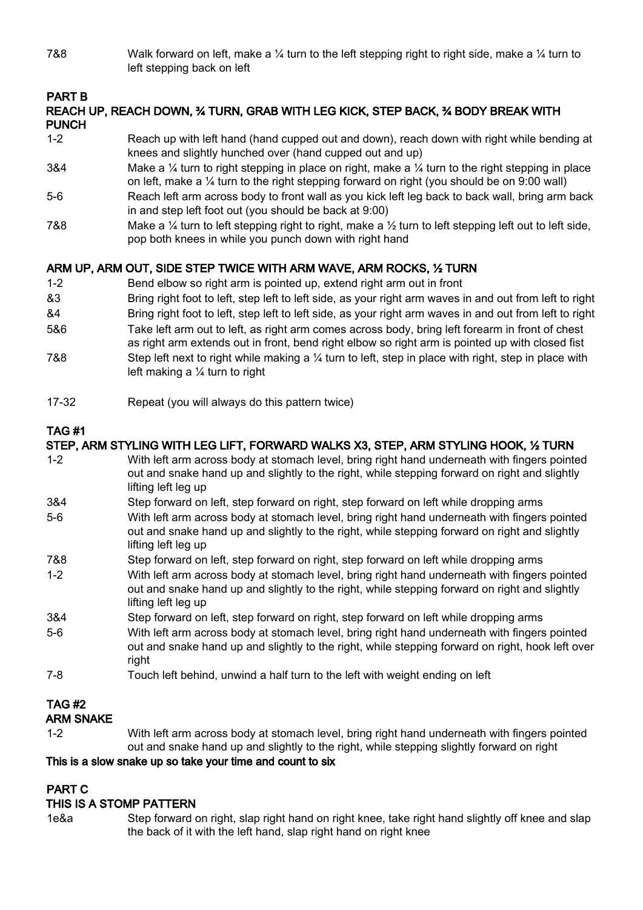| | |
|---|---|
| 7&8 | Walk forward on left, make a ¼ turn to the left stepping right to right side, make a ¼ turn to left stepping back on left |

### PART B

**REACH UP, REACH DOWN, ¾ TURN, GRAB WITH LEG KICK, STEP BACK, ¾ BODY BREAK WITH PUNCH**

| | |
|---|---|
| 1-2 | Reach up with left hand (hand cupped out and down), reach down with right while bending at knees and slightly hunched over (hand cupped out and up) |
| 3&4 | Make a ¼ turn to right stepping in place on right, make a ¼ turn to the right stepping in place on left, make a ¼ turn to the right stepping forward on right (you should be on 9:00 wall) |
| 5-6 | Reach left arm across body to front wall as you kick left leg back to back wall, bring arm back in and step left foot out (you should be back at 9:00) |
| 7&8 | Make a ¼ turn to left stepping right to right, make a ½ turn to left stepping left out to left side, pop both knees in while you punch down with right hand |

**ARM UP, ARM OUT, SIDE STEP TWICE WITH ARM WAVE, ARM ROCKS, ½ TURN**

| | |
|---|---|
| 1-2 | Bend elbow so right arm is pointed up, extend right arm out in front |
| &3 | Bring right foot to left, step left to left side, as your right arm waves in and out from left to right |
| &4 | Bring right foot to left, step left to left side, as your right arm waves in and out from left to right |
| 5&6 | Take left arm out to left, as right arm comes across body, bring left forearm in front of chest as right arm extends out in front, bend right elbow so right arm is pointed up with closed fist |
| 7&8 | Step left next to right while making a ¼ turn to left, step in place with right, step in place with left making a ¼ turn to right |
| 17-32 | Repeat (you will always do this pattern twice) |

### TAG #1

**STEP, ARM STYLING WITH LEG LIFT, FORWARD WALKS X3, STEP, ARM STYLING HOOK, ½ TURN**

| | |
|---|---|
| 1-2 | With left arm across body at stomach level, bring right hand underneath with fingers pointed out and snake hand up and slightly to the right, while stepping forward on right and slightly lifting left leg up |
| 3&4 | Step forward on left, step forward on right, step forward on left while dropping arms |
| 5-6 | With left arm across body at stomach level, bring right hand underneath with fingers pointed out and snake hand up and slightly to the right, while stepping forward on right and slightly lifting left leg up |
| 7&8 | Step forward on left, step forward on right, step forward on left while dropping arms |
| 1-2 | With left arm across body at stomach level, bring right hand underneath with fingers pointed out and snake hand up and slightly to the right, while stepping forward on right and slightly lifting left leg up |
| 3&4 | Step forward on left, step forward on right, step forward on left while dropping arms |
| 5-6 | With left arm across body at stomach level, bring right hand underneath with fingers pointed out and snake hand up and slightly to the right, while stepping forward on right, hook left over right |
| 7-8 | Touch left behind, unwind a half turn to the left with weight ending on left |

### TAG #2

**ARM SNAKE**

| | |
|---|---|
| 1-2 | With left arm across body at stomach level, bring right hand underneath with fingers pointed out and snake hand up and slightly to the right, while stepping slightly forward on right |

**This is a slow snake up so take your time and count to six**

### PART C

**THIS IS A STOMP PATTERN**

| | |
|---|---|
| 1e&a | Step forward on right, slap right hand on right knee, take right hand slightly off knee and slap the back of it with the left hand, slap right hand on right knee |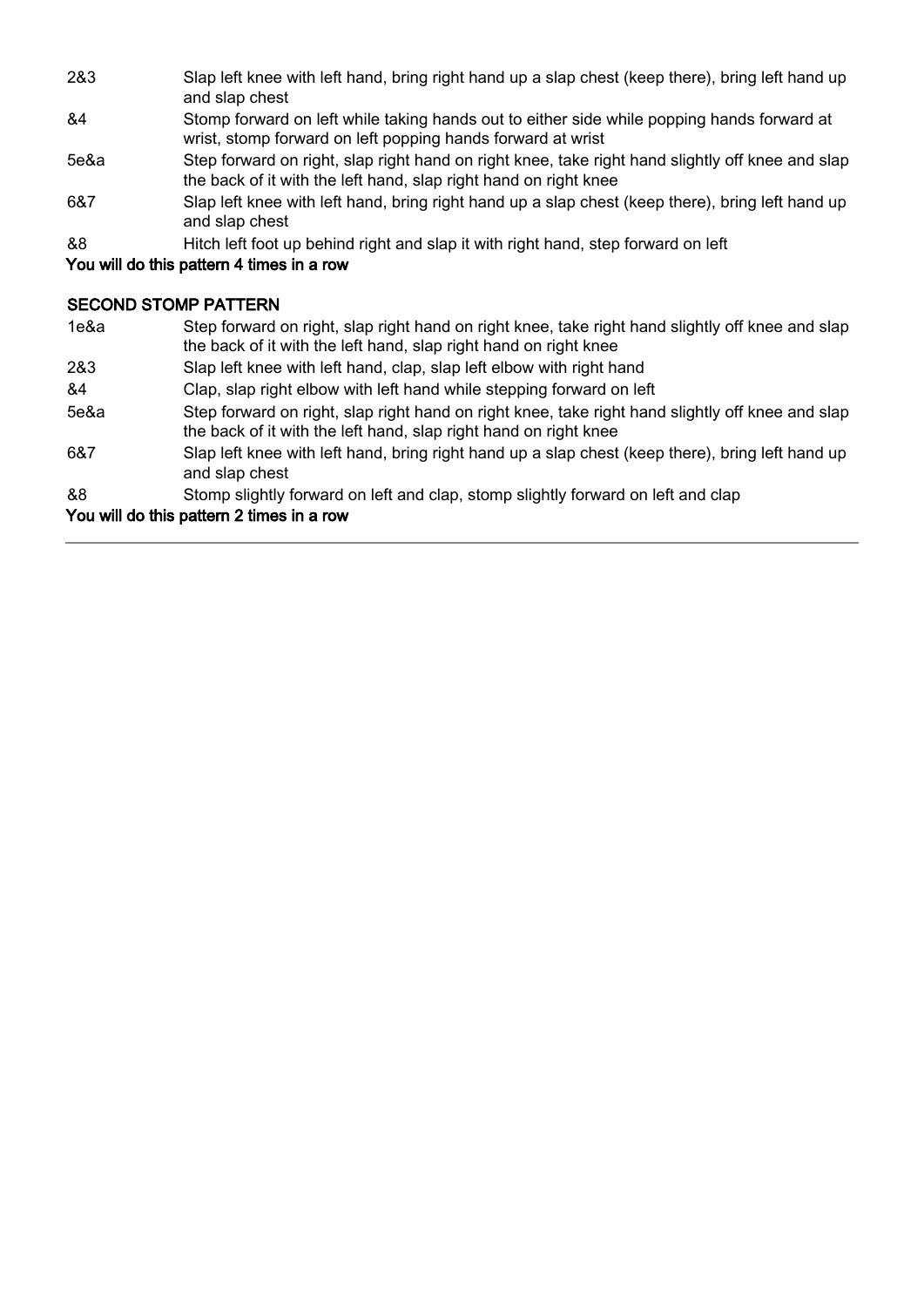| | |
|---|---|
| 2&3 | Slap left knee with left hand, bring right hand up a slap chest (keep there), bring left hand up and slap chest |
| &4 | Stomp forward on left while taking hands out to either side while popping hands forward at wrist, stomp forward on left popping hands forward at wrist |
| 5e&a | Step forward on right, slap right hand on right knee, take right hand slightly off knee and slap the back of it with the left hand, slap right hand on right knee |
| 6&7 | Slap left knee with left hand, bring right hand up a slap chest (keep there), bring left hand up and slap chest |
| &8 | Hitch left foot up behind right and slap it with right hand, step forward on left |

**You will do this pattern 4 times in a row**

**SECOND STOMP PATTERN**

| | |
|---|---|
| 1e&a | Step forward on right, slap right hand on right knee, take right hand slightly off knee and slap the back of it with the left hand, slap right hand on right knee |
| 2&3 | Slap left knee with left hand, clap, slap left elbow with right hand |
| &4 | Clap, slap right elbow with left hand while stepping forward on left |
| 5e&a | Step forward on right, slap right hand on right knee, take right hand slightly off knee and slap the back of it with the left hand, slap right hand on right knee |
| 6&7 | Slap left knee with left hand, bring right hand up a slap chest (keep there), bring left hand up and slap chest |
| &8 | Stomp slightly forward on left and clap, stomp slightly forward on left and clap |

**You will do this pattern 2 times in a row**

---